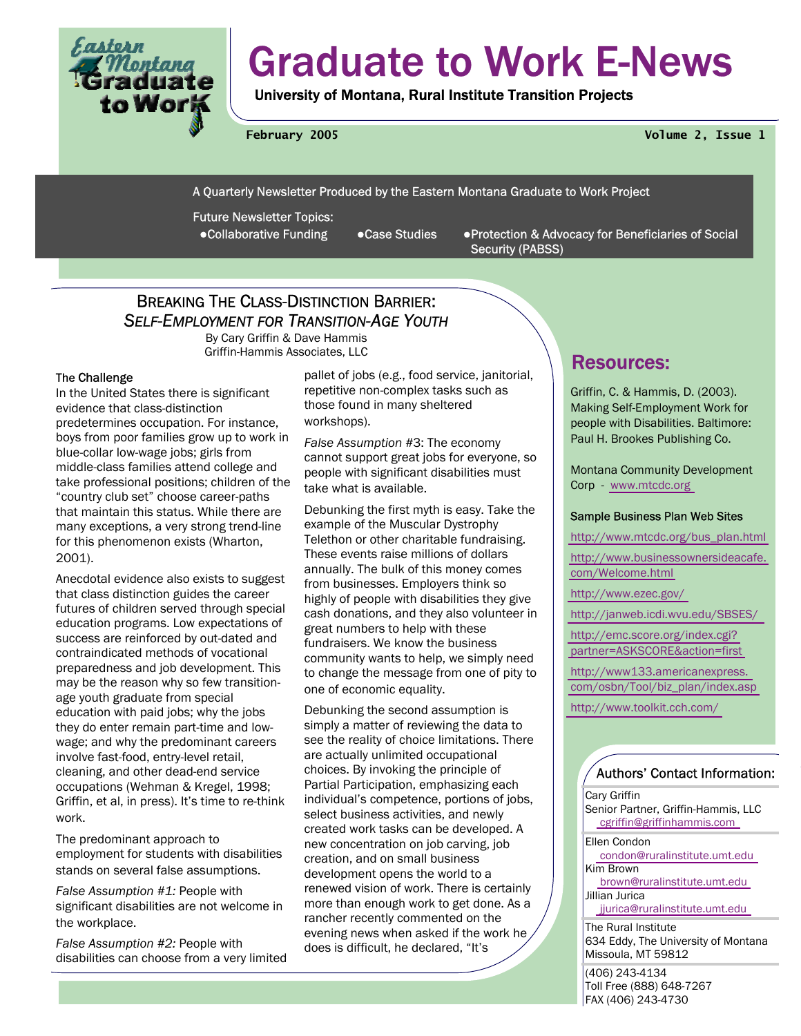# Graduate to Work E-News

**University of Montana, Rural Institute Transition Projects**

**February 2005** — **Volume 2, Issue 1**

A Quarterly Newsletter Produced by the Eastern Montana Graduate to Work Project

Future Newsletter Topics:

- Collaborative Funding
- Case Studies
- Protection & Advocacy for Beneficiaries of Social Security (PABSS)

## Breaking The Class-Distinction Barrier: *Self-Employment for Transition-Age Youth*

By Cary Griffin & Dave Hammis
Griffin-Hammis Associates, LLC

### The Challenge

In the United States there is significant evidence that class-distinction predetermines occupation. For instance, boys from poor families grow up to work in blue-collar low-wage jobs; girls from middle-class families attend college and take professional positions; children of the "country club set" choose career-paths that maintain this status. While there are many exceptions, a very strong trend-line for this phenomenon exists (Wharton, 2001).

Anecdotal evidence also exists to suggest that class distinction guides the career futures of children served through special education programs. Low expectations of success are reinforced by out-dated and contraindicated methods of vocational preparedness and job development. This may be the reason why so few transition-age youth graduate from special education with paid jobs; why the jobs they do enter remain part-time and low-wage; and why the predominant careers involve fast-food, entry-level retail, cleaning, and other dead-end service occupations (Wehman & Kregel, 1998; Griffin, et al, in press). It's time to re-think work.

The predominant approach to employment for students with disabilities stands on several false assumptions.

*False Assumption #1:* People with significant disabilities are not welcome in the workplace.

*False Assumption #2:* People with disabilities can choose from a very limited pallet of jobs (e.g., food service, janitorial, repetitive non-complex tasks such as those found in many sheltered workshops).

*False Assumption* #3: The economy cannot support great jobs for everyone, so people with significant disabilities must take what is available.

Debunking the first myth is easy. Take the example of the Muscular Dystrophy Telethon or other charitable fundraising. These events raise millions of dollars annually. The bulk of this money comes from businesses. Employers think so highly of people with disabilities they give cash donations, and they also volunteer in great numbers to help with these fundraisers. We know the business community wants to help, we simply need to change the message from one of pity to one of economic equality.

Debunking the second assumption is simply a matter of reviewing the data to see the reality of choice limitations. There are actually unlimited occupational choices. By invoking the principle of Partial Participation, emphasizing each individual's competence, portions of jobs, select business activities, and newly created work tasks can be developed. A new concentration on job carving, job creation, and on small business development opens the world to a renewed vision of work. There is certainly more than enough work to get done. As a rancher recently commented on the evening news when asked if the work he does is difficult, he declared, "It's

## Resources:

Griffin, C. & Hammis, D. (2003). Making Self-Employment Work for people with Disabilities. Baltimore: Paul H. Brookes Publishing Co.

Montana Community Development Corp - www.mtcdc.org

**Sample Business Plan Web Sites**

http://www.mtcdc.org/bus_plan.html

http://www.businessownersideacafe.com/Welcome.html

http://www.ezec.gov/

http://janweb.icdi.wvu.edu/SBSES/

http://emc.score.org/index.cgi?partner=ASKSCORE&action=first

http://www133.americanexpress.com/osbn/Tool/biz_plan/index.asp

http://www.toolkit.cch.com/

### Authors' Contact Information:

Cary Griffin
Senior Partner, Griffin-Hammis, LLC
cgriffin@griffinhammis.com

Ellen Condon
condon@ruralinstitute.umt.edu

Kim Brown
brown@ruralinstitute.umt.edu

Jillian Jurica
jjurica@ruralinstitute.umt.edu

The Rural Institute
634 Eddy, The University of Montana
Missoula, MT 59812

(406) 243-4134
Toll Free (888) 648-7267
FAX (406) 243-4730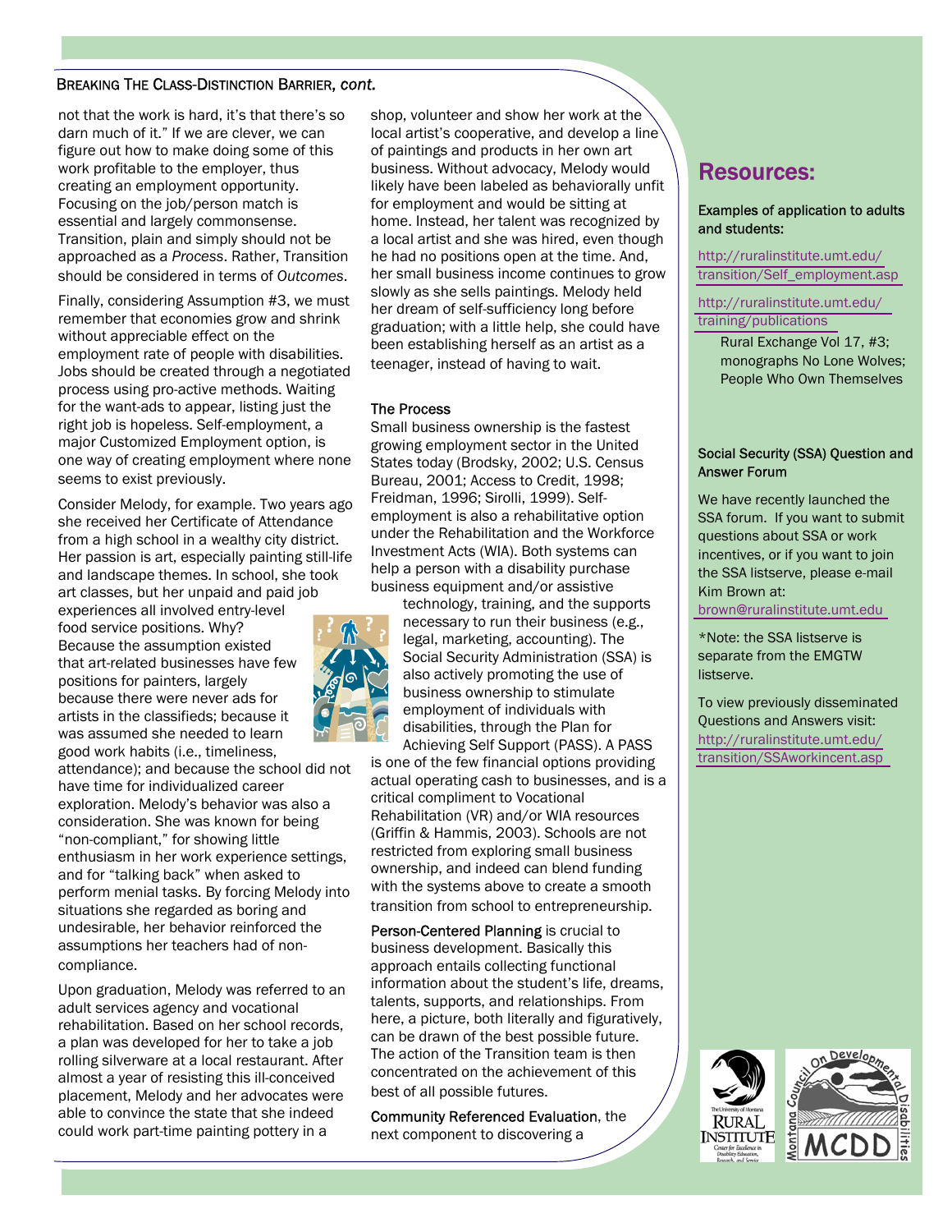### Breaking The Class-Distinction Barrier, *cont.*

not that the work is hard, it's that there's so darn much of it." If we are clever, we can figure out how to make doing some of this work profitable to the employer, thus creating an employment opportunity. Focusing on the job/person match is essential and largely commonsense. Transition, plain and simply should not be approached as a *Process*. Rather, Transition should be considered in terms of *Outcomes*.

Finally, considering Assumption #3, we must remember that economies grow and shrink without appreciable effect on the employment rate of people with disabilities. Jobs should be created through a negotiated process using pro-active methods. Waiting for the want-ads to appear, listing just the right job is hopeless. Self-employment, a major Customized Employment option, is one way of creating employment where none seems to exist previously.

Consider Melody, for example. Two years ago she received her Certificate of Attendance from a high school in a wealthy city district. Her passion is art, especially painting still-life and landscape themes. In school, she took art classes, but her unpaid and paid job experiences all involved entry-level food service positions. Why? Because the assumption existed that art-related businesses have few positions for painters, largely because there were never ads for artists in the classifieds; because it was assumed she needed to learn good work habits (i.e., timeliness, attendance); and because the school did not have time for individualized career exploration. Melody's behavior was also a consideration. She was known for being "non-compliant," for showing little enthusiasm in her work experience settings, and for "talking back" when asked to perform menial tasks. By forcing Melody into situations she regarded as boring and undesirable, her behavior reinforced the assumptions her teachers had of non-compliance.

Upon graduation, Melody was referred to an adult services agency and vocational rehabilitation. Based on her school records, a plan was developed for her to take a job rolling silverware at a local restaurant. After almost a year of resisting this ill-conceived placement, Melody and her advocates were able to convince the state that she indeed could work part-time painting pottery in a shop, volunteer and show her work at the local artist's cooperative, and develop a line of paintings and products in her own art business. Without advocacy, Melody would likely have been labeled as behaviorally unfit for employment and would be sitting at home. Instead, her talent was recognized by a local artist and she was hired, even though he had no positions open at the time. And, her small business income continues to grow slowly as she sells paintings. Melody held her dream of self-sufficiency long before graduation; with a little help, she could have been establishing herself as an artist as a teenager, instead of having to wait.

**The Process**

Small business ownership is the fastest growing employment sector in the United States today (Brodsky, 2002; U.S. Census Bureau, 2001; Access to Credit, 1998; Freidman, 1996; Sirolli, 1999). Self-employment is also a rehabilitative option under the Rehabilitation and the Workforce Investment Acts (WIA). Both systems can help a person with a disability purchase business equipment and/or assistive technology, training, and the supports necessary to run their business (e.g., legal, marketing, accounting). The Social Security Administration (SSA) is also actively promoting the use of business ownership to stimulate employment of individuals with disabilities, through the Plan for Achieving Self Support (PASS). A PASS is one of the few financial options providing actual operating cash to businesses, and is a critical compliment to Vocational Rehabilitation (VR) and/or WIA resources (Griffin & Hammis, 2003). Schools are not restricted from exploring small business ownership, and indeed can blend funding with the systems above to create a smooth transition from school to entrepreneurship.

**Person-Centered Planning** is crucial to business development. Basically this approach entails collecting functional information about the student's life, dreams, talents, supports, and relationships. From here, a picture, both literally and figuratively, can be drawn of the best possible future. The action of the Transition team is then concentrated on the achievement of this best of all possible futures.

**Community Referenced Evaluation**, the next component to discovering a

## Resources:

**Examples of application to adults and students:**

http://ruralinstitute.umt.edu/transition/Self_employment.asp

http://ruralinstitute.umt.edu/training/publications

Rural Exchange Vol 17, #3; monographs No Lone Wolves; People Who Own Themselves

**Social Security (SSA) Question and Answer Forum**

We have recently launched the SSA forum. If you want to submit questions about SSA or work incentives, or if you want to join the SSA listserve, please e-mail Kim Brown at: brown@ruralinstitute.umt.edu

*Note: the SSA listserve is separate from the EMGTW listserve.

To view previously disseminated Questions and Answers visit: http://ruralinstitute.umt.edu/transition/SSAworkincent.asp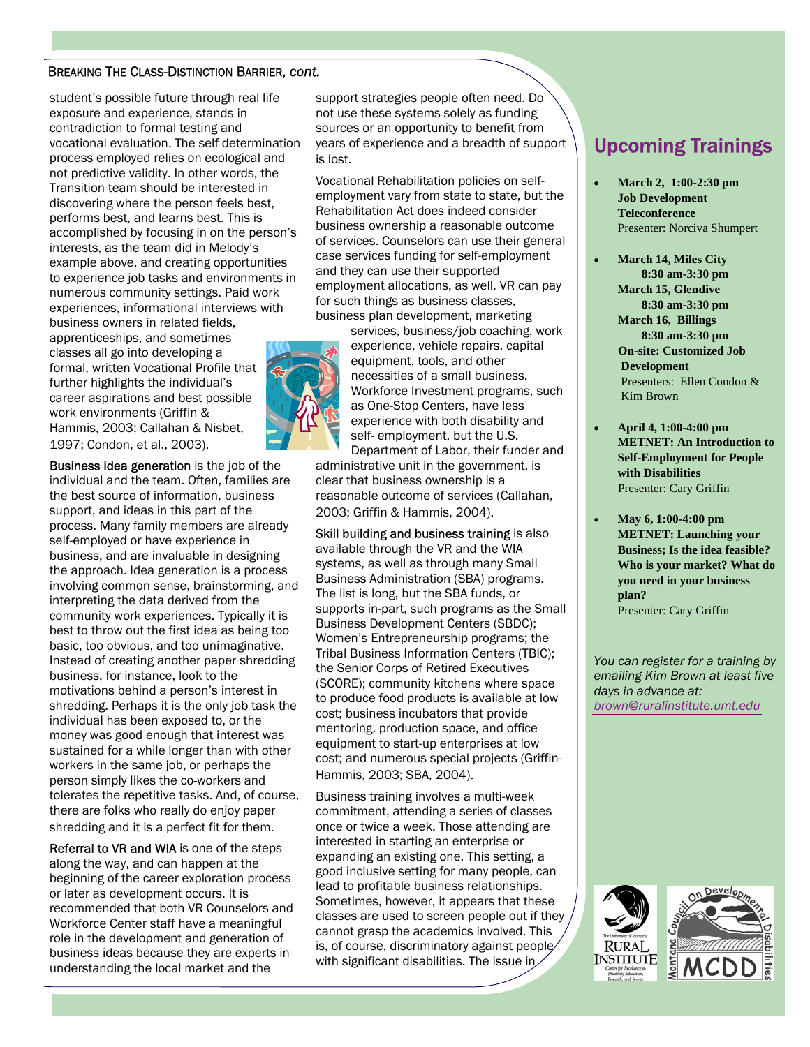BREAKING THE CLASS-DISTINCTION BARRIER, *cont.*

student's possible future through real life exposure and experience, stands in contradiction to formal testing and vocational evaluation. The self determination process employed relies on ecological and not predictive validity. In other words, the Transition team should be interested in discovering where the person feels best, performs best, and learns best. This is accomplished by focusing in on the person's interests, as the team did in Melody's example above, and creating opportunities to experience job tasks and environments in numerous community settings. Paid work experiences, informational interviews with business owners in related fields, apprenticeships, and sometimes classes all go into developing a formal, written Vocational Profile that further highlights the individual's career aspirations and best possible work environments (Griffin & Hammis, 2003; Callahan & Nisbet, 1997; Condon, et al., 2003).

Business idea generation is the job of the individual and the team. Often, families are the best source of information, business support, and ideas in this part of the process. Many family members are already self-employed or have experience in business, and are invaluable in designing the approach. Idea generation is a process involving common sense, brainstorming, and interpreting the data derived from the community work experiences. Typically it is best to throw out the first idea as being too basic, too obvious, and too unimaginative. Instead of creating another paper shredding business, for instance, look to the motivations behind a person's interest in shredding. Perhaps it is the only job task the individual has been exposed to, or the money was good enough that interest was sustained for a while longer than with other workers in the same job, or perhaps the person simply likes the co-workers and tolerates the repetitive tasks. And, of course, there are folks who really do enjoy paper shredding and it is a perfect fit for them.

Referral to VR and WIA is one of the steps along the way, and can happen at the beginning of the career exploration process or later as development occurs. It is recommended that both VR Counselors and Workforce Center staff have a meaningful role in the development and generation of business ideas because they are experts in understanding the local market and the support strategies people often need. Do not use these systems solely as funding sources or an opportunity to benefit from years of experience and a breadth of support is lost.

Vocational Rehabilitation policies on self-employment vary from state to state, but the Rehabilitation Act does indeed consider business ownership a reasonable outcome of services. Counselors can use their general case services funding for self-employment and they can use their supported employment allocations, as well. VR can pay for such things as business classes, business plan development, marketing services, business/job coaching, work experience, vehicle repairs, capital equipment, tools, and other necessities of a small business. Workforce Investment programs, such as One-Stop Centers, have less experience with both disability and self- employment, but the U.S. Department of Labor, their funder and administrative unit in the government, is clear that business ownership is a reasonable outcome of services (Callahan, 2003; Griffin & Hammis, 2004).

Skill building and business training is also available through the VR and the WIA systems, as well as through many Small Business Administration (SBA) programs. The list is long, but the SBA funds, or supports in-part, such programs as the Small Business Development Centers (SBDC); Women's Entrepreneurship programs; the Tribal Business Information Centers (TBIC); the Senior Corps of Retired Executives (SCORE); community kitchens where space to produce food products is available at low cost; business incubators that provide mentoring, production space, and office equipment to start-up enterprises at low cost; and numerous special projects (Griffin-Hammis, 2003; SBA, 2004).

Business training involves a multi-week commitment, attending a series of classes once or twice a week. Those attending are interested in starting an enterprise or expanding an existing one. This setting, a good inclusive setting for many people, can lead to profitable business relationships. Sometimes, however, it appears that these classes are used to screen people out if they cannot grasp the academics involved. This is, of course, discriminatory against people with significant disabilities. The issue in

## Upcoming Trainings

- **March 2, 1:00-2:30 pm**
  **Job Development Teleconference**
  Presenter: Norciva Shumpert

- **March 14, Miles City**
  **8:30 am-3:30 pm**
  **March 15, Glendive**
  **8:30 am-3:30 pm**
  **March 16, Billings**
  **8:30 am-3:30 pm**
  **On-site: Customized Job Development**
  Presenters: Ellen Condon & Kim Brown

- **April 4, 1:00-4:00 pm**
  **METNET: An Introduction to Self-Employment for People with Disabilities**
  Presenter: Cary Griffin

- **May 6, 1:00-4:00 pm**
  **METNET: Launching your Business; Is the idea feasible? Who is your market? What do you need in your business plan?**
  Presenter: Cary Griffin

*You can register for a training by emailing Kim Brown at least five days in advance at: brown@ruralinstitute.umt.edu*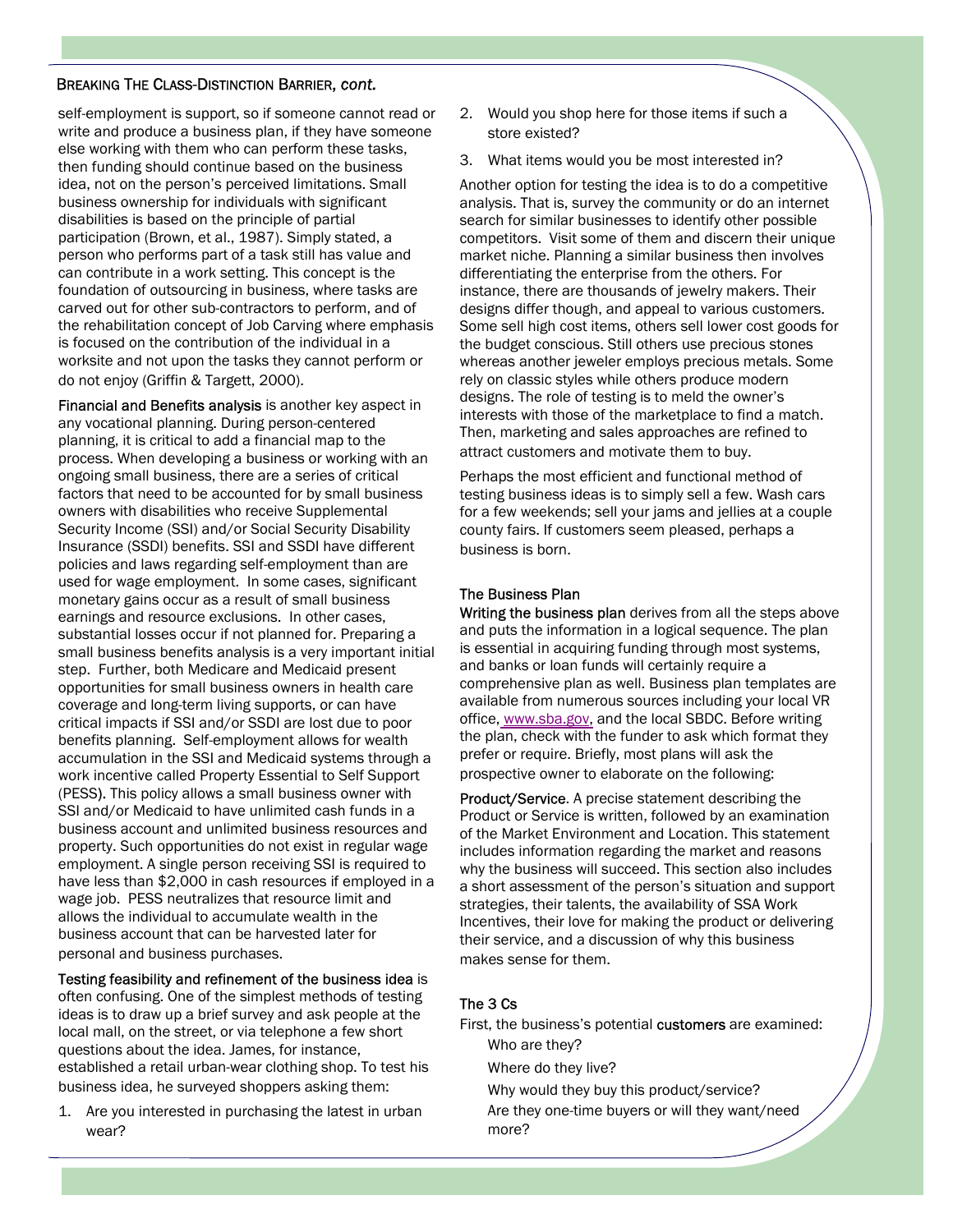self-employment is support, so if someone cannot read or write and produce a business plan, if they have someone else working with them who can perform these tasks, then funding should continue based on the business idea, not on the person's perceived limitations. Small business ownership for individuals with significant disabilities is based on the principle of partial participation (Brown, et al., 1987). Simply stated, a person who performs part of a task still has value and can contribute in a work setting. This concept is the foundation of outsourcing in business, where tasks are carved out for other sub-contractors to perform, and of the rehabilitation concept of Job Carving where emphasis is focused on the contribution of the individual in a worksite and not upon the tasks they cannot perform or do not enjoy (Griffin & Targett, 2000).

**Financial and Benefits analysis** is another key aspect in any vocational planning. During person-centered planning, it is critical to add a financial map to the process. When developing a business or working with an ongoing small business, there are a series of critical factors that need to be accounted for by small business owners with disabilities who receive Supplemental Security Income (SSI) and/or Social Security Disability Insurance (SSDI) benefits. SSI and SSDI have different policies and laws regarding self-employment than are used for wage employment. In some cases, significant monetary gains occur as a result of small business earnings and resource exclusions. In other cases, substantial losses occur if not planned for. Preparing a small business benefits analysis is a very important initial step. Further, both Medicare and Medicaid present opportunities for small business owners in health care coverage and long-term living supports, or can have critical impacts if SSI and/or SSDI are lost due to poor benefits planning. Self-employment allows for wealth accumulation in the SSI and Medicaid systems through a work incentive called Property Essential to Self Support (PESS). This policy allows a small business owner with SSI and/or Medicaid to have unlimited cash funds in a business account and unlimited business resources and property. Such opportunities do not exist in regular wage employment. A single person receiving SSI is required to have less than $2,000 in cash resources if employed in a wage job. PESS neutralizes that resource limit and allows the individual to accumulate wealth in the business account that can be harvested later for personal and business purchases.

**Testing feasibility and refinement of the business idea** is often confusing. One of the simplest methods of testing ideas is to draw up a brief survey and ask people at the local mall, on the street, or via telephone a few short questions about the idea. James, for instance, established a retail urban-wear clothing shop. To test his business idea, he surveyed shoppers asking them:

1. Are you interested in purchasing the latest in urban wear?
2. Would you shop here for those items if such a store existed?
3. What items would you be most interested in?

Another option for testing the idea is to do a competitive analysis. That is, survey the community or do an internet search for similar businesses to identify other possible competitors. Visit some of them and discern their unique market niche. Planning a similar business then involves differentiating the enterprise from the others. For instance, there are thousands of jewelry makers. Their designs differ though, and appeal to various customers. Some sell high cost items, others sell lower cost goods for the budget conscious. Still others use precious stones whereas another jeweler employs precious metals. Some rely on classic styles while others produce modern designs. The role of testing is to meld the owner's interests with those of the marketplace to find a match. Then, marketing and sales approaches are refined to attract customers and motivate them to buy.

Perhaps the most efficient and functional method of testing business ideas is to simply sell a few. Wash cars for a few weekends; sell your jams and jellies at a couple county fairs. If customers seem pleased, perhaps a business is born.

### The Business Plan

**Writing the business plan** derives from all the steps above and puts the information in a logical sequence. The plan is essential in acquiring funding through most systems, and banks or loan funds will certainly require a comprehensive plan as well. Business plan templates are available from numerous sources including your local VR office, www.sba.gov, and the local SBDC. Before writing the plan, check with the funder to ask which format they prefer or require. Briefly, most plans will ask the prospective owner to elaborate on the following:

**Product/Service**. A precise statement describing the Product or Service is written, followed by an examination of the Market Environment and Location. This statement includes information regarding the market and reasons why the business will succeed. This section also includes a short assessment of the person's situation and support strategies, their talents, the availability of SSA Work Incentives, their love for making the product or delivering their service, and a discussion of why this business makes sense for them.

### The 3 Cs

First, the business's potential **customers** are examined:

- Who are they?
- Where do they live?
- Why would they buy this product/service?
- Are they one-time buyers or will they want/need more?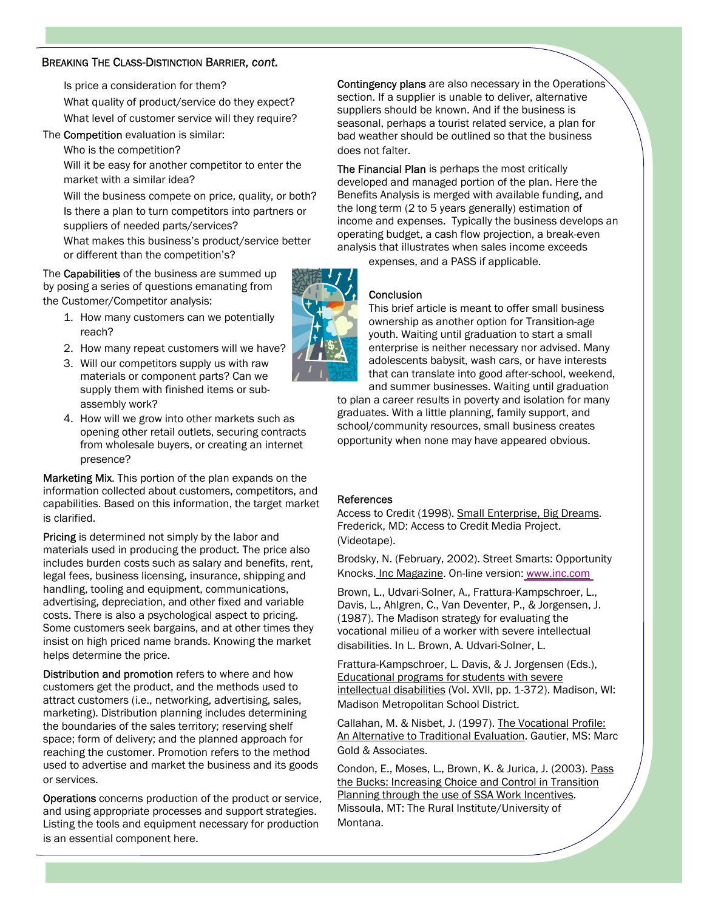BREAKING THE CLASS-DISTINCTION BARRIER, *cont.*

Is price a consideration for them?

What quality of product/service do they expect?

What level of customer service will they require?

The **Competition** evaluation is similar:

Who is the competition?

Will it be easy for another competitor to enter the market with a similar idea?

Will the business compete on price, quality, or both?

Is there a plan to turn competitors into partners or suppliers of needed parts/services?

What makes this business's product/service better or different than the competition's?

The **Capabilities** of the business are summed up by posing a series of questions emanating from the Customer/Competitor analysis:

1. How many customers can we potentially reach?
2. How many repeat customers will we have?
3. Will our competitors supply us with raw materials or component parts? Can we supply them with finished items or sub-assembly work?
4. How will we grow into other markets such as opening other retail outlets, securing contracts from wholesale buyers, or creating an internet presence?

**Marketing Mix**. This portion of the plan expands on the information collected about customers, competitors, and capabilities. Based on this information, the target market is clarified.

**Pricing** is determined not simply by the labor and materials used in producing the product. The price also includes burden costs such as salary and benefits, rent, legal fees, business licensing, insurance, shipping and handling, tooling and equipment, communications, advertising, depreciation, and other fixed and variable costs. There is also a psychological aspect to pricing. Some customers seek bargains, and at other times they insist on high priced name brands. Knowing the market helps determine the price.

**Distribution and promotion** refers to where and how customers get the product, and the methods used to attract customers (i.e., networking, advertising, sales, marketing). Distribution planning includes determining the boundaries of the sales territory; reserving shelf space; form of delivery; and the planned approach for reaching the customer. Promotion refers to the method used to advertise and market the business and its goods or services.

**Operations** concerns production of the product or service, and using appropriate processes and support strategies. Listing the tools and equipment necessary for production is an essential component here.

**Contingency plans** are also necessary in the Operations section. If a supplier is unable to deliver, alternative suppliers should be known. And if the business is seasonal, perhaps a tourist related service, a plan for bad weather should be outlined so that the business does not falter.

**The Financial Plan** is perhaps the most critically developed and managed portion of the plan. Here the Benefits Analysis is merged with available funding, and the long term (2 to 5 years generally) estimation of income and expenses. Typically the business develops an operating budget, a cash flow projection, a break-even analysis that illustrates when sales income exceeds expenses, and a PASS if applicable.

## Conclusion

This brief article is meant to offer small business ownership as another option for Transition-age youth. Waiting until graduation to start a small enterprise is neither necessary nor advised. Many adolescents babysit, wash cars, or have interests that can translate into good after-school, weekend, and summer businesses. Waiting until graduation to plan a career results in poverty and isolation for many graduates. With a little planning, family support, and school/community resources, small business creates opportunity when none may have appeared obvious.

## References

Access to Credit (1998). Small Enterprise, Big Dreams. Frederick, MD: Access to Credit Media Project. (Videotape).

Brodsky, N. (February, 2002). Street Smarts: Opportunity Knocks. Inc Magazine. On-line version: www.inc.com

Brown, L., Udvari-Solner, A., Frattura-Kampschroer, L., Davis, L., Ahlgren, C., Van Deventer, P., & Jorgensen, J. (1987). The Madison strategy for evaluating the vocational milieu of a worker with severe intellectual disabilities. In L. Brown, A. Udvari-Solner, L.

Frattura-Kampschroer, L. Davis, & J. Jorgensen (Eds.), Educational programs for students with severe intellectual disabilities (Vol. XVII, pp. 1-372). Madison, WI: Madison Metropolitan School District.

Callahan, M. & Nisbet, J. (1997). The Vocational Profile: An Alternative to Traditional Evaluation. Gautier, MS: Marc Gold & Associates.

Condon, E., Moses, L., Brown, K. & Jurica, J. (2003). Pass the Bucks: Increasing Choice and Control in Transition Planning through the use of SSA Work Incentives. Missoula, MT: The Rural Institute/University of Montana.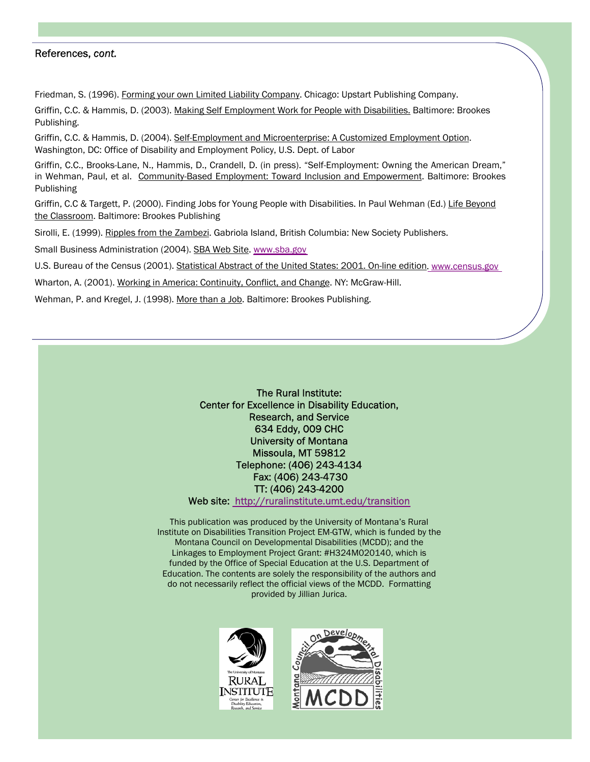## References, *cont.*

Friedman, S. (1996). Forming your own Limited Liability Company. Chicago: Upstart Publishing Company.

Griffin, C.C. & Hammis, D. (2003). Making Self Employment Work for People with Disabilities. Baltimore: Brookes Publishing.

Griffin, C.C. & Hammis, D. (2004). Self-Employment and Microenterprise: A Customized Employment Option. Washington, DC: Office of Disability and Employment Policy, U.S. Dept. of Labor

Griffin, C.C., Brooks-Lane, N., Hammis, D., Crandell, D. (in press). "Self-Employment: Owning the American Dream," in Wehman, Paul, et al. Community-Based Employment: Toward Inclusion and Empowerment. Baltimore: Brookes Publishing

Griffin, C.C & Targett, P. (2000). Finding Jobs for Young People with Disabilities. In Paul Wehman (Ed.) Life Beyond the Classroom. Baltimore: Brookes Publishing

Sirolli, E. (1999). Ripples from the Zambezi. Gabriola Island, British Columbia: New Society Publishers.

Small Business Administration (2004). SBA Web Site. www.sba.gov

U.S. Bureau of the Census (2001). Statistical Abstract of the United States: 2001. On-line edition. www.census.gov

Wharton, A. (2001). Working in America: Continuity, Conflict, and Change. NY: McGraw-Hill.

Wehman, P. and Kregel, J. (1998). More than a Job. Baltimore: Brookes Publishing.

The Rural Institute:
Center for Excellence in Disability Education,
Research, and Service
634 Eddy, 009 CHC
University of Montana
Missoula, MT 59812
Telephone: (406) 243-4134
Fax: (406) 243-4730
TT: (406) 243-4200
Web site: http://ruralinstitute.umt.edu/transition

This publication was produced by the University of Montana's Rural Institute on Disabilities Transition Project EM-GTW, which is funded by the Montana Council on Developmental Disabilities (MCDD); and the Linkages to Employment Project Grant: #H324M020140, which is funded by the Office of Special Education at the U.S. Department of Education. The contents are solely the responsibility of the authors and do not necessarily reflect the official views of the MCDD. Formatting provided by Jillian Jurica.